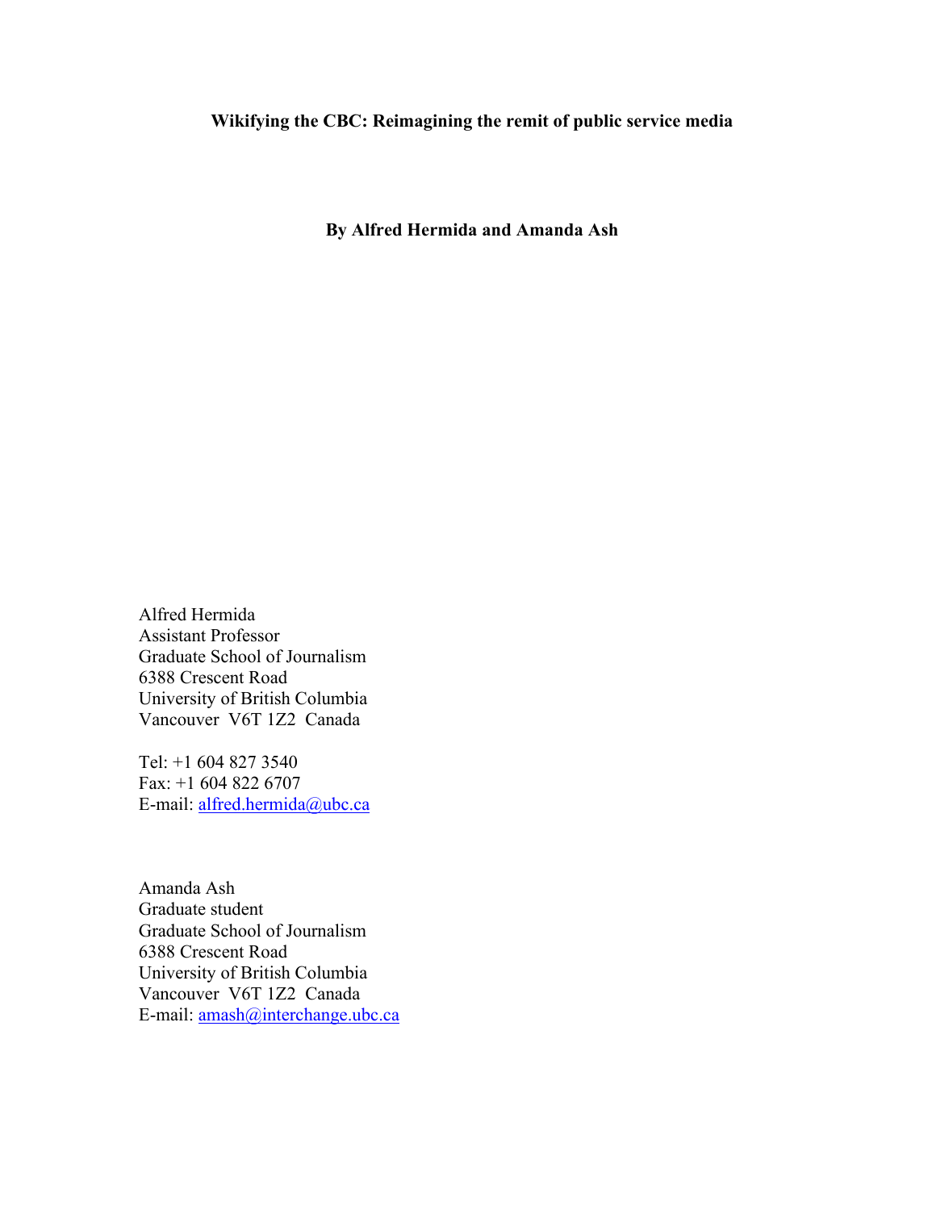# Wikifying the CBC: Reimagining the remit of public service media

**By Alfred Hermida and Amanda Ash**

Alfred Hermida
Assistant Professor
Graduate School of Journalism
6388 Crescent Road
University of British Columbia
Vancouver V6T 1Z2 Canada

Tel: +1 604 827 3540
Fax: +1 604 822 6707
E-mail: alfred.hermida@ubc.ca

Amanda Ash
Graduate student
Graduate School of Journalism
6388 Crescent Road
University of British Columbia
Vancouver V6T 1Z2 Canada
E-mail: amash@interchange.ubc.ca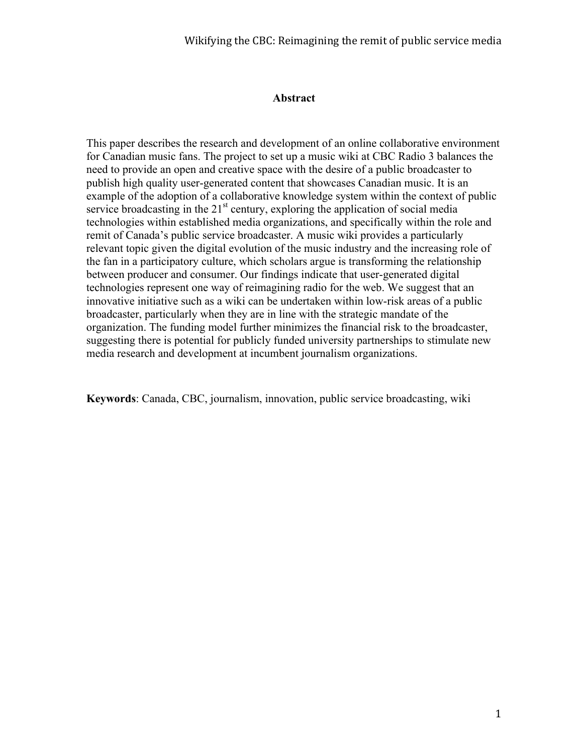## Abstract

This paper describes the research and development of an online collaborative environment for Canadian music fans. The project to set up a music wiki at CBC Radio 3 balances the need to provide an open and creative space with the desire of a public broadcaster to publish high quality user-generated content that showcases Canadian music. It is an example of the adoption of a collaborative knowledge system within the context of public service broadcasting in the 21st century, exploring the application of social media technologies within established media organizations, and specifically within the role and remit of Canada's public service broadcaster. A music wiki provides a particularly relevant topic given the digital evolution of the music industry and the increasing role of the fan in a participatory culture, which scholars argue is transforming the relationship between producer and consumer. Our findings indicate that user-generated digital technologies represent one way of reimagining radio for the web. We suggest that an innovative initiative such as a wiki can be undertaken within low-risk areas of a public broadcaster, particularly when they are in line with the strategic mandate of the organization. The funding model further minimizes the financial risk to the broadcaster, suggesting there is potential for publicly funded university partnerships to stimulate new media research and development at incumbent journalism organizations.

**Keywords**: Canada, CBC, journalism, innovation, public service broadcasting, wiki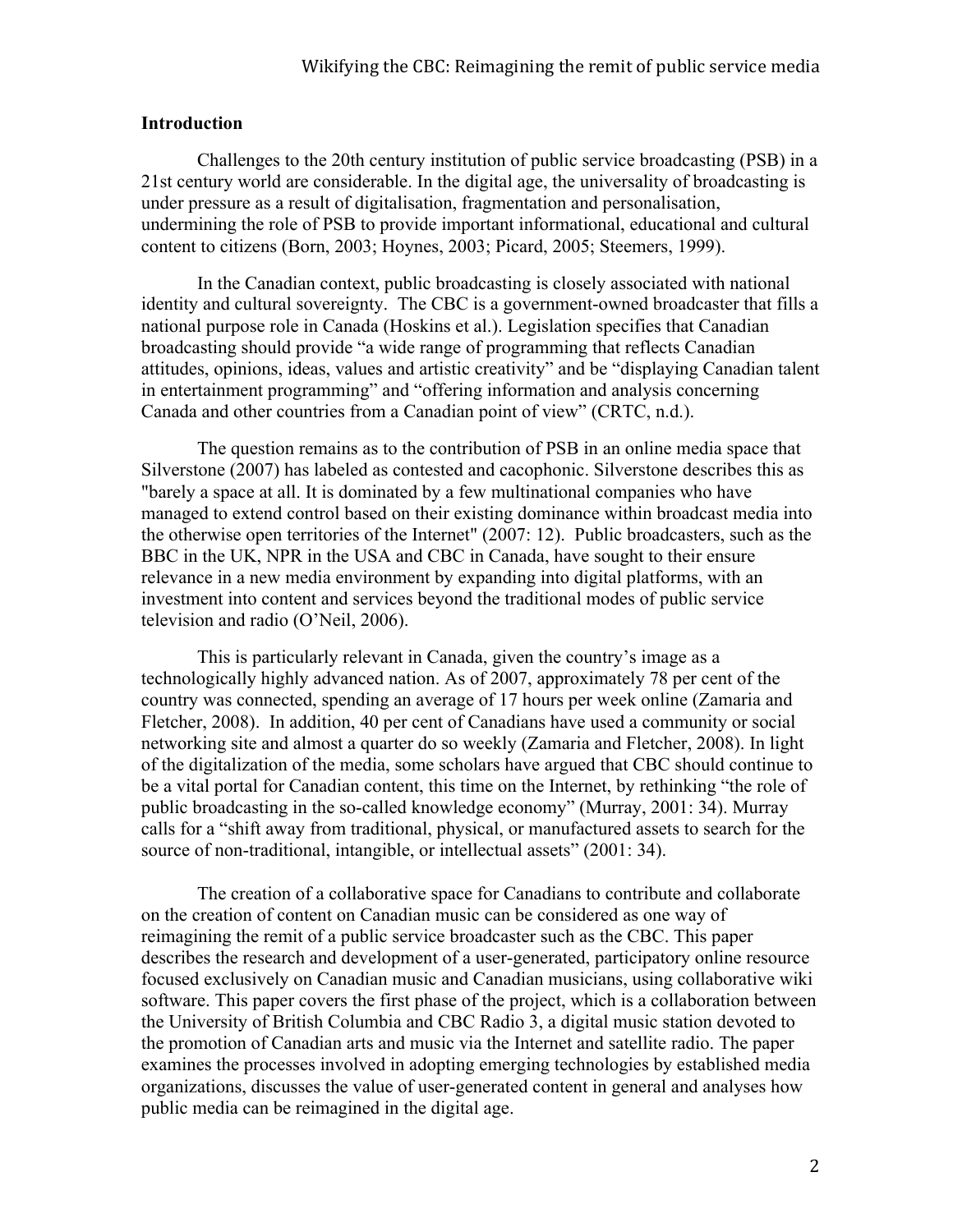**Introduction**

Challenges to the 20th century institution of public service broadcasting (PSB) in a 21st century world are considerable. In the digital age, the universality of broadcasting is under pressure as a result of digitalisation, fragmentation and personalisation, undermining the role of PSB to provide important informational, educational and cultural content to citizens (Born, 2003; Hoynes, 2003; Picard, 2005; Steemers, 1999).

In the Canadian context, public broadcasting is closely associated with national identity and cultural sovereignty. The CBC is a government-owned broadcaster that fills a national purpose role in Canada (Hoskins et al.). Legislation specifies that Canadian broadcasting should provide "a wide range of programming that reflects Canadian attitudes, opinions, ideas, values and artistic creativity" and be "displaying Canadian talent in entertainment programming" and "offering information and analysis concerning Canada and other countries from a Canadian point of view" (CRTC, n.d.).

The question remains as to the contribution of PSB in an online media space that Silverstone (2007) has labeled as contested and cacophonic. Silverstone describes this as "barely a space at all. It is dominated by a few multinational companies who have managed to extend control based on their existing dominance within broadcast media into the otherwise open territories of the Internet" (2007: 12). Public broadcasters, such as the BBC in the UK, NPR in the USA and CBC in Canada, have sought to their ensure relevance in a new media environment by expanding into digital platforms, with an investment into content and services beyond the traditional modes of public service television and radio (O'Neil, 2006).

This is particularly relevant in Canada, given the country's image as a technologically highly advanced nation. As of 2007, approximately 78 per cent of the country was connected, spending an average of 17 hours per week online (Zamaria and Fletcher, 2008). In addition, 40 per cent of Canadians have used a community or social networking site and almost a quarter do so weekly (Zamaria and Fletcher, 2008). In light of the digitalization of the media, some scholars have argued that CBC should continue to be a vital portal for Canadian content, this time on the Internet, by rethinking "the role of public broadcasting in the so-called knowledge economy" (Murray, 2001: 34). Murray calls for a "shift away from traditional, physical, or manufactured assets to search for the source of non-traditional, intangible, or intellectual assets" (2001: 34).

The creation of a collaborative space for Canadians to contribute and collaborate on the creation of content on Canadian music can be considered as one way of reimagining the remit of a public service broadcaster such as the CBC. This paper describes the research and development of a user-generated, participatory online resource focused exclusively on Canadian music and Canadian musicians, using collaborative wiki software. This paper covers the first phase of the project, which is a collaboration between the University of British Columbia and CBC Radio 3, a digital music station devoted to the promotion of Canadian arts and music via the Internet and satellite radio. The paper examines the processes involved in adopting emerging technologies by established media organizations, discusses the value of user-generated content in general and analyses how public media can be reimagined in the digital age.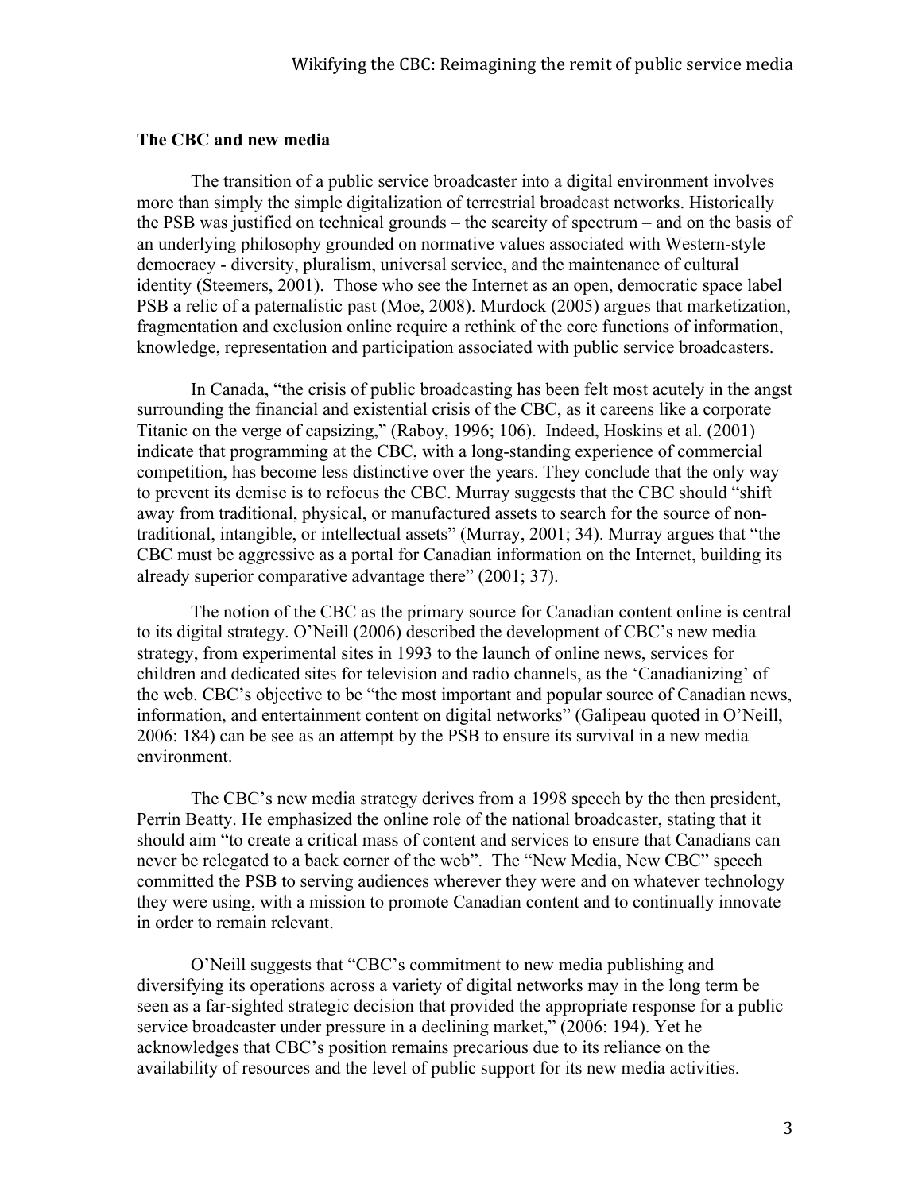## The CBC and new media

The transition of a public service broadcaster into a digital environment involves more than simply the simple digitalization of terrestrial broadcast networks. Historically the PSB was justified on technical grounds – the scarcity of spectrum – and on the basis of an underlying philosophy grounded on normative values associated with Western-style democracy - diversity, pluralism, universal service, and the maintenance of cultural identity (Steemers, 2001). Those who see the Internet as an open, democratic space label PSB a relic of a paternalistic past (Moe, 2008). Murdock (2005) argues that marketization, fragmentation and exclusion online require a rethink of the core functions of information, knowledge, representation and participation associated with public service broadcasters.

In Canada, "the crisis of public broadcasting has been felt most acutely in the angst surrounding the financial and existential crisis of the CBC, as it careens like a corporate Titanic on the verge of capsizing," (Raboy, 1996; 106). Indeed, Hoskins et al. (2001) indicate that programming at the CBC, with a long-standing experience of commercial competition, has become less distinctive over the years. They conclude that the only way to prevent its demise is to refocus the CBC. Murray suggests that the CBC should "shift away from traditional, physical, or manufactured assets to search for the source of non-traditional, intangible, or intellectual assets" (Murray, 2001; 34). Murray argues that "the CBC must be aggressive as a portal for Canadian information on the Internet, building its already superior comparative advantage there" (2001; 37).

The notion of the CBC as the primary source for Canadian content online is central to its digital strategy. O'Neill (2006) described the development of CBC's new media strategy, from experimental sites in 1993 to the launch of online news, services for children and dedicated sites for television and radio channels, as the 'Canadianizing' of the web. CBC's objective to be "the most important and popular source of Canadian news, information, and entertainment content on digital networks" (Galipeau quoted in O'Neill, 2006: 184) can be see as an attempt by the PSB to ensure its survival in a new media environment.

The CBC's new media strategy derives from a 1998 speech by the then president, Perrin Beatty. He emphasized the online role of the national broadcaster, stating that it should aim "to create a critical mass of content and services to ensure that Canadians can never be relegated to a back corner of the web". The "New Media, New CBC" speech committed the PSB to serving audiences wherever they were and on whatever technology they were using, with a mission to promote Canadian content and to continually innovate in order to remain relevant.

O'Neill suggests that "CBC's commitment to new media publishing and diversifying its operations across a variety of digital networks may in the long term be seen as a far-sighted strategic decision that provided the appropriate response for a public service broadcaster under pressure in a declining market," (2006: 194). Yet he acknowledges that CBC's position remains precarious due to its reliance on the availability of resources and the level of public support for its new media activities.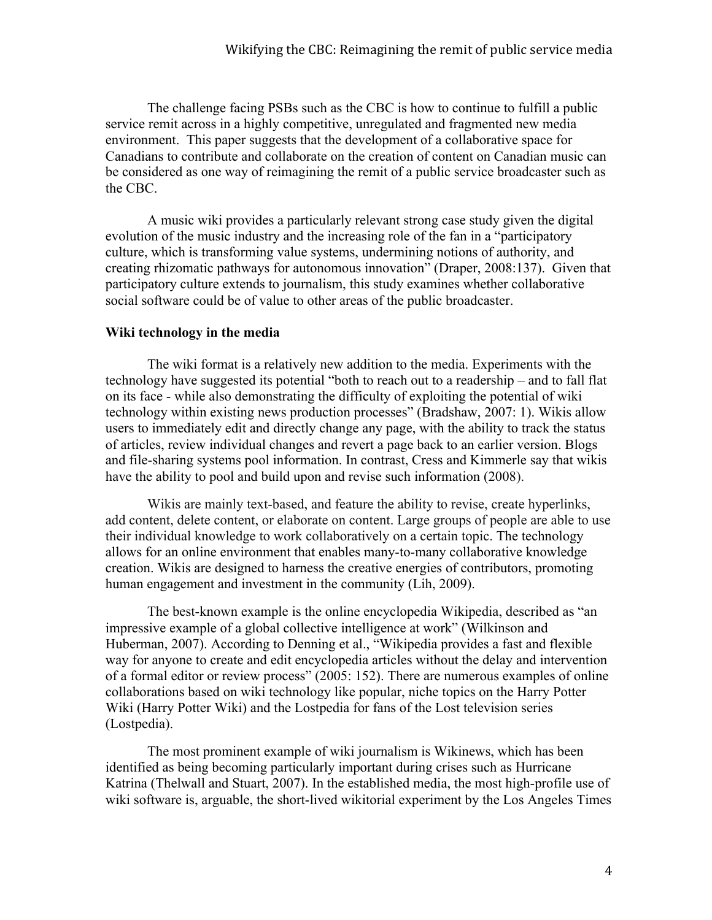The challenge facing PSBs such as the CBC is how to continue to fulfill a public service remit across in a highly competitive, unregulated and fragmented new media environment. This paper suggests that the development of a collaborative space for Canadians to contribute and collaborate on the creation of content on Canadian music can be considered as one way of reimagining the remit of a public service broadcaster such as the CBC.

A music wiki provides a particularly relevant strong case study given the digital evolution of the music industry and the increasing role of the fan in a "participatory culture, which is transforming value systems, undermining notions of authority, and creating rhizomatic pathways for autonomous innovation" (Draper, 2008:137). Given that participatory culture extends to journalism, this study examines whether collaborative social software could be of value to other areas of the public broadcaster.

**Wiki technology in the media**

The wiki format is a relatively new addition to the media. Experiments with the technology have suggested its potential "both to reach out to a readership – and to fall flat on its face - while also demonstrating the difficulty of exploiting the potential of wiki technology within existing news production processes" (Bradshaw, 2007: 1). Wikis allow users to immediately edit and directly change any page, with the ability to track the status of articles, review individual changes and revert a page back to an earlier version. Blogs and file-sharing systems pool information. In contrast, Cress and Kimmerle say that wikis have the ability to pool and build upon and revise such information (2008).

Wikis are mainly text-based, and feature the ability to revise, create hyperlinks, add content, delete content, or elaborate on content. Large groups of people are able to use their individual knowledge to work collaboratively on a certain topic. The technology allows for an online environment that enables many-to-many collaborative knowledge creation. Wikis are designed to harness the creative energies of contributors, promoting human engagement and investment in the community (Lih, 2009).

The best-known example is the online encyclopedia Wikipedia, described as "an impressive example of a global collective intelligence at work" (Wilkinson and Huberman, 2007). According to Denning et al., "Wikipedia provides a fast and flexible way for anyone to create and edit encyclopedia articles without the delay and intervention of a formal editor or review process" (2005: 152). There are numerous examples of online collaborations based on wiki technology like popular, niche topics on the Harry Potter Wiki (Harry Potter Wiki) and the Lostpedia for fans of the Lost television series (Lostpedia).

The most prominent example of wiki journalism is Wikinews, which has been identified as being becoming particularly important during crises such as Hurricane Katrina (Thelwall and Stuart, 2007). In the established media, the most high-profile use of wiki software is, arguable, the short-lived wikitorial experiment by the Los Angeles Times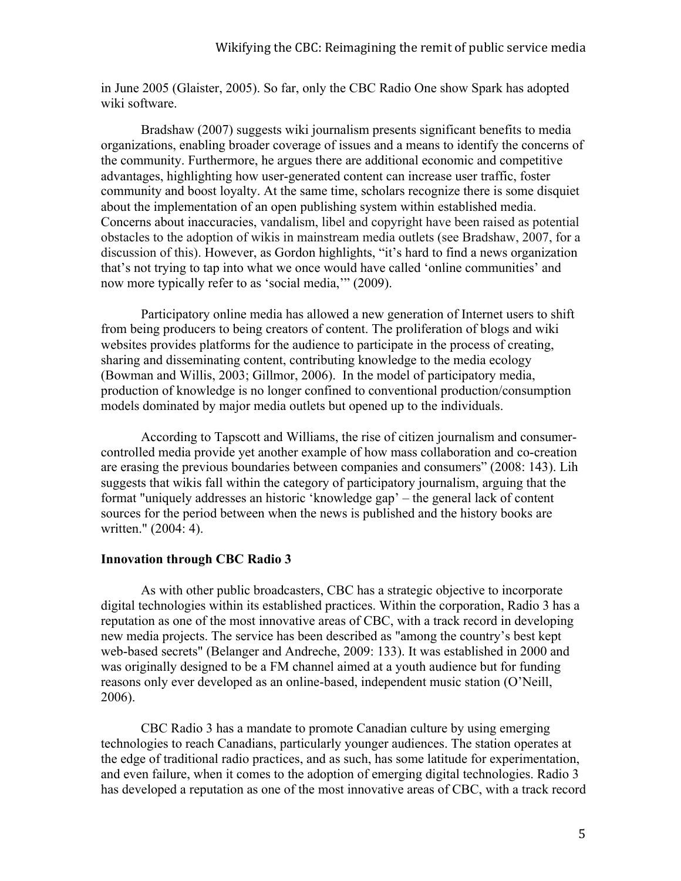in June 2005 (Glaister, 2005). So far, only the CBC Radio One show Spark has adopted wiki software.

Bradshaw (2007) suggests wiki journalism presents significant benefits to media organizations, enabling broader coverage of issues and a means to identify the concerns of the community. Furthermore, he argues there are additional economic and competitive advantages, highlighting how user-generated content can increase user traffic, foster community and boost loyalty. At the same time, scholars recognize there is some disquiet about the implementation of an open publishing system within established media. Concerns about inaccuracies, vandalism, libel and copyright have been raised as potential obstacles to the adoption of wikis in mainstream media outlets (see Bradshaw, 2007, for a discussion of this). However, as Gordon highlights, "it's hard to find a news organization that's not trying to tap into what we once would have called 'online communities' and now more typically refer to as 'social media,'" (2009).

Participatory online media has allowed a new generation of Internet users to shift from being producers to being creators of content. The proliferation of blogs and wiki websites provides platforms for the audience to participate in the process of creating, sharing and disseminating content, contributing knowledge to the media ecology (Bowman and Willis, 2003; Gillmor, 2006). In the model of participatory media, production of knowledge is no longer confined to conventional production/consumption models dominated by major media outlets but opened up to the individuals.

According to Tapscott and Williams, the rise of citizen journalism and consumer-controlled media provide yet another example of how mass collaboration and co-creation are erasing the previous boundaries between companies and consumers" (2008: 143). Lih suggests that wikis fall within the category of participatory journalism, arguing that the format "uniquely addresses an historic 'knowledge gap' – the general lack of content sources for the period between when the news is published and the history books are written." (2004: 4).

**Innovation through CBC Radio 3**

As with other public broadcasters, CBC has a strategic objective to incorporate digital technologies within its established practices. Within the corporation, Radio 3 has a reputation as one of the most innovative areas of CBC, with a track record in developing new media projects. The service has been described as "among the country's best kept web-based secrets" (Belanger and Andreche, 2009: 133). It was established in 2000 and was originally designed to be a FM channel aimed at a youth audience but for funding reasons only ever developed as an online-based, independent music station (O'Neill, 2006).

CBC Radio 3 has a mandate to promote Canadian culture by using emerging technologies to reach Canadians, particularly younger audiences. The station operates at the edge of traditional radio practices, and as such, has some latitude for experimentation, and even failure, when it comes to the adoption of emerging digital technologies. Radio 3 has developed a reputation as one of the most innovative areas of CBC, with a track record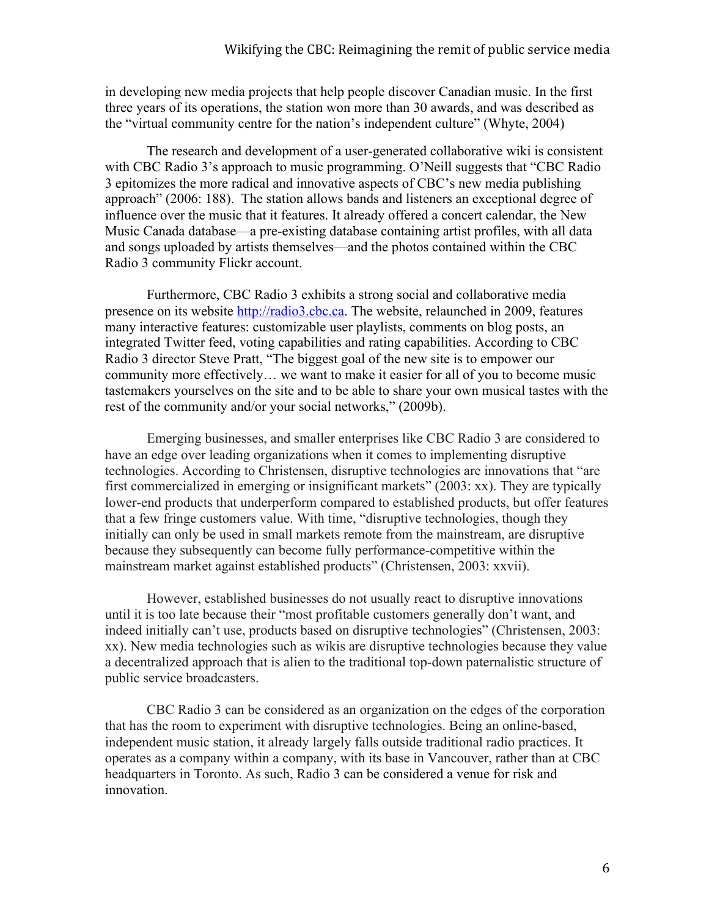in developing new media projects that help people discover Canadian music. In the first three years of its operations, the station won more than 30 awards, and was described as the "virtual community centre for the nation's independent culture" (Whyte, 2004)

The research and development of a user-generated collaborative wiki is consistent with CBC Radio 3's approach to music programming. O'Neill suggests that "CBC Radio 3 epitomizes the more radical and innovative aspects of CBC's new media publishing approach" (2006: 188). The station allows bands and listeners an exceptional degree of influence over the music that it features. It already offered a concert calendar, the New Music Canada database—a pre-existing database containing artist profiles, with all data and songs uploaded by artists themselves—and the photos contained within the CBC Radio 3 community Flickr account.

Furthermore, CBC Radio 3 exhibits a strong social and collaborative media presence on its website http://radio3.cbc.ca. The website, relaunched in 2009, features many interactive features: customizable user playlists, comments on blog posts, an integrated Twitter feed, voting capabilities and rating capabilities. According to CBC Radio 3 director Steve Pratt, "The biggest goal of the new site is to empower our community more effectively… we want to make it easier for all of you to become music tastemakers yourselves on the site and to be able to share your own musical tastes with the rest of the community and/or your social networks," (2009b).

Emerging businesses, and smaller enterprises like CBC Radio 3 are considered to have an edge over leading organizations when it comes to implementing disruptive technologies. According to Christensen, disruptive technologies are innovations that "are first commercialized in emerging or insignificant markets" (2003: xx). They are typically lower-end products that underperform compared to established products, but offer features that a few fringe customers value. With time, "disruptive technologies, though they initially can only be used in small markets remote from the mainstream, are disruptive because they subsequently can become fully performance-competitive within the mainstream market against established products" (Christensen, 2003: xxvii).

However, established businesses do not usually react to disruptive innovations until it is too late because their "most profitable customers generally don't want, and indeed initially can't use, products based on disruptive technologies" (Christensen, 2003: xx). New media technologies such as wikis are disruptive technologies because they value a decentralized approach that is alien to the traditional top-down paternalistic structure of public service broadcasters.

CBC Radio 3 can be considered as an organization on the edges of the corporation that has the room to experiment with disruptive technologies. Being an online-based, independent music station, it already largely falls outside traditional radio practices. It operates as a company within a company, with its base in Vancouver, rather than at CBC headquarters in Toronto. As such, Radio 3 can be considered a venue for risk and innovation.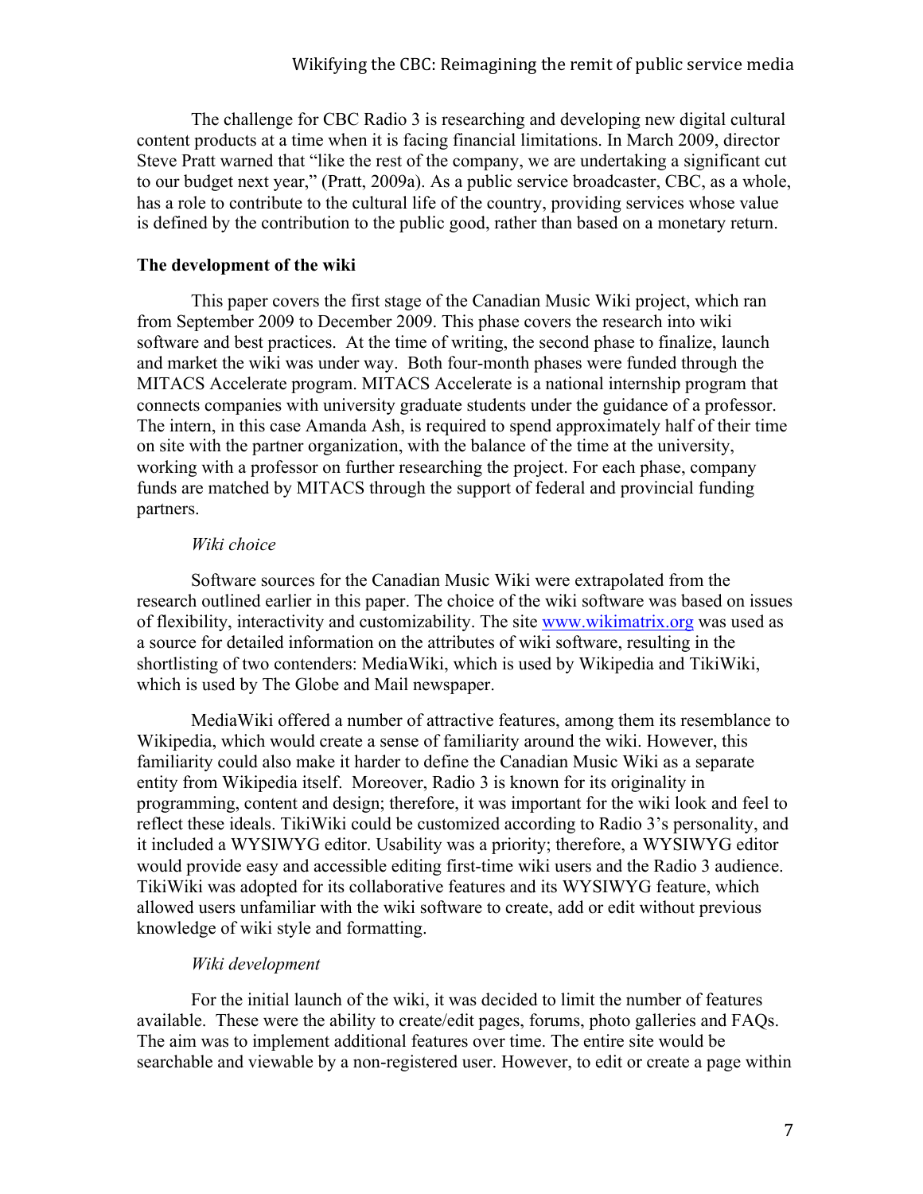The challenge for CBC Radio 3 is researching and developing new digital cultural content products at a time when it is facing financial limitations. In March 2009, director Steve Pratt warned that "like the rest of the company, we are undertaking a significant cut to our budget next year," (Pratt, 2009a). As a public service broadcaster, CBC, as a whole, has a role to contribute to the cultural life of the country, providing services whose value is defined by the contribution to the public good, rather than based on a monetary return.

**The development of the wiki**

This paper covers the first stage of the Canadian Music Wiki project, which ran from September 2009 to December 2009. This phase covers the research into wiki software and best practices. At the time of writing, the second phase to finalize, launch and market the wiki was under way. Both four-month phases were funded through the MITACS Accelerate program. MITACS Accelerate is a national internship program that connects companies with university graduate students under the guidance of a professor. The intern, in this case Amanda Ash, is required to spend approximately half of their time on site with the partner organization, with the balance of the time at the university, working with a professor on further researching the project. For each phase, company funds are matched by MITACS through the support of federal and provincial funding partners.

*Wiki choice*

Software sources for the Canadian Music Wiki were extrapolated from the research outlined earlier in this paper. The choice of the wiki software was based on issues of flexibility, interactivity and customizability. The site www.wikimatrix.org was used as a source for detailed information on the attributes of wiki software, resulting in the shortlisting of two contenders: MediaWiki, which is used by Wikipedia and TikiWiki, which is used by The Globe and Mail newspaper.

MediaWiki offered a number of attractive features, among them its resemblance to Wikipedia, which would create a sense of familiarity around the wiki. However, this familiarity could also make it harder to define the Canadian Music Wiki as a separate entity from Wikipedia itself. Moreover, Radio 3 is known for its originality in programming, content and design; therefore, it was important for the wiki look and feel to reflect these ideals. TikiWiki could be customized according to Radio 3's personality, and it included a WYSIWYG editor. Usability was a priority; therefore, a WYSIWYG editor would provide easy and accessible editing first-time wiki users and the Radio 3 audience. TikiWiki was adopted for its collaborative features and its WYSIWYG feature, which allowed users unfamiliar with the wiki software to create, add or edit without previous knowledge of wiki style and formatting.

*Wiki development*

For the initial launch of the wiki, it was decided to limit the number of features available. These were the ability to create/edit pages, forums, photo galleries and FAQs. The aim was to implement additional features over time. The entire site would be searchable and viewable by a non-registered user. However, to edit or create a page within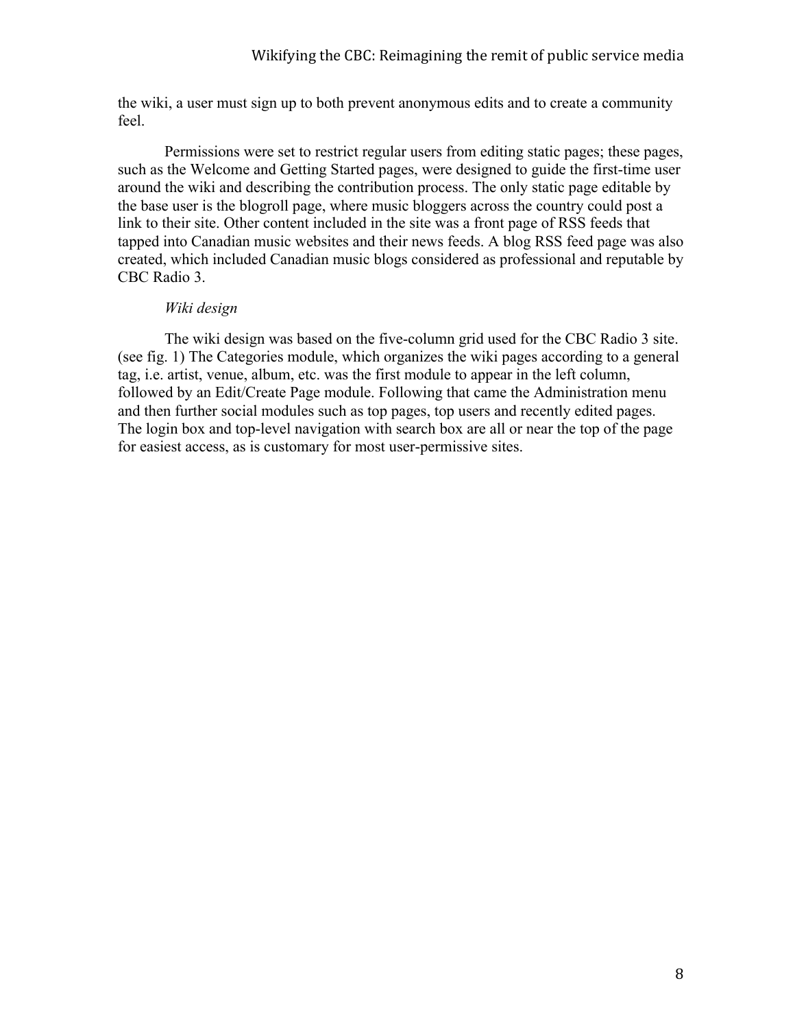the wiki, a user must sign up to both prevent anonymous edits and to create a community feel.

Permissions were set to restrict regular users from editing static pages; these pages, such as the Welcome and Getting Started pages, were designed to guide the first-time user around the wiki and describing the contribution process. The only static page editable by the base user is the blogroll page, where music bloggers across the country could post a link to their site. Other content included in the site was a front page of RSS feeds that tapped into Canadian music websites and their news feeds. A blog RSS feed page was also created, which included Canadian music blogs considered as professional and reputable by CBC Radio 3.

*Wiki design*

The wiki design was based on the five-column grid used for the CBC Radio 3 site. (see fig. 1) The Categories module, which organizes the wiki pages according to a general tag, i.e. artist, venue, album, etc. was the first module to appear in the left column, followed by an Edit/Create Page module. Following that came the Administration menu and then further social modules such as top pages, top users and recently edited pages. The login box and top-level navigation with search box are all or near the top of the page for easiest access, as is customary for most user-permissive sites.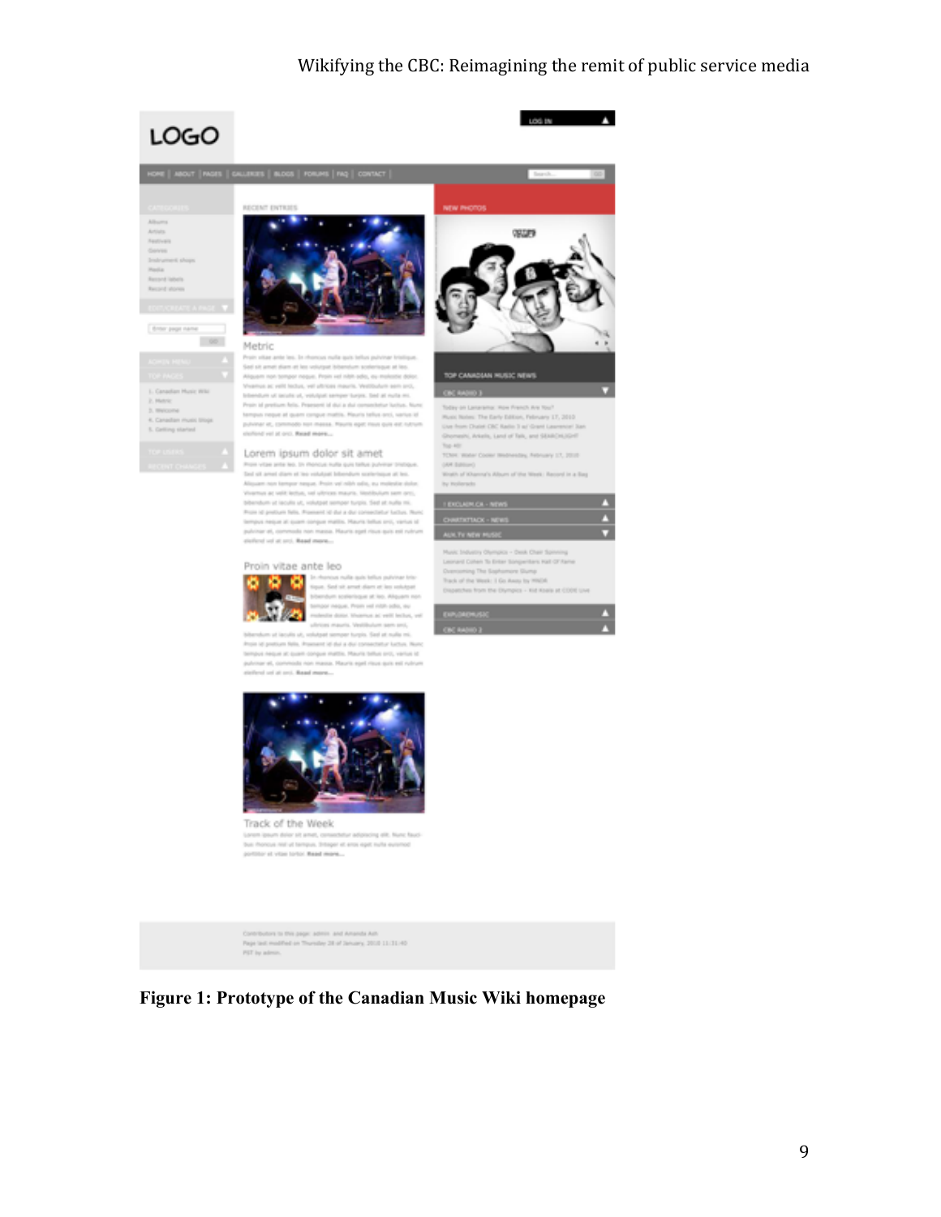Figure 1: Prototype of the Canadian Music Wiki homepage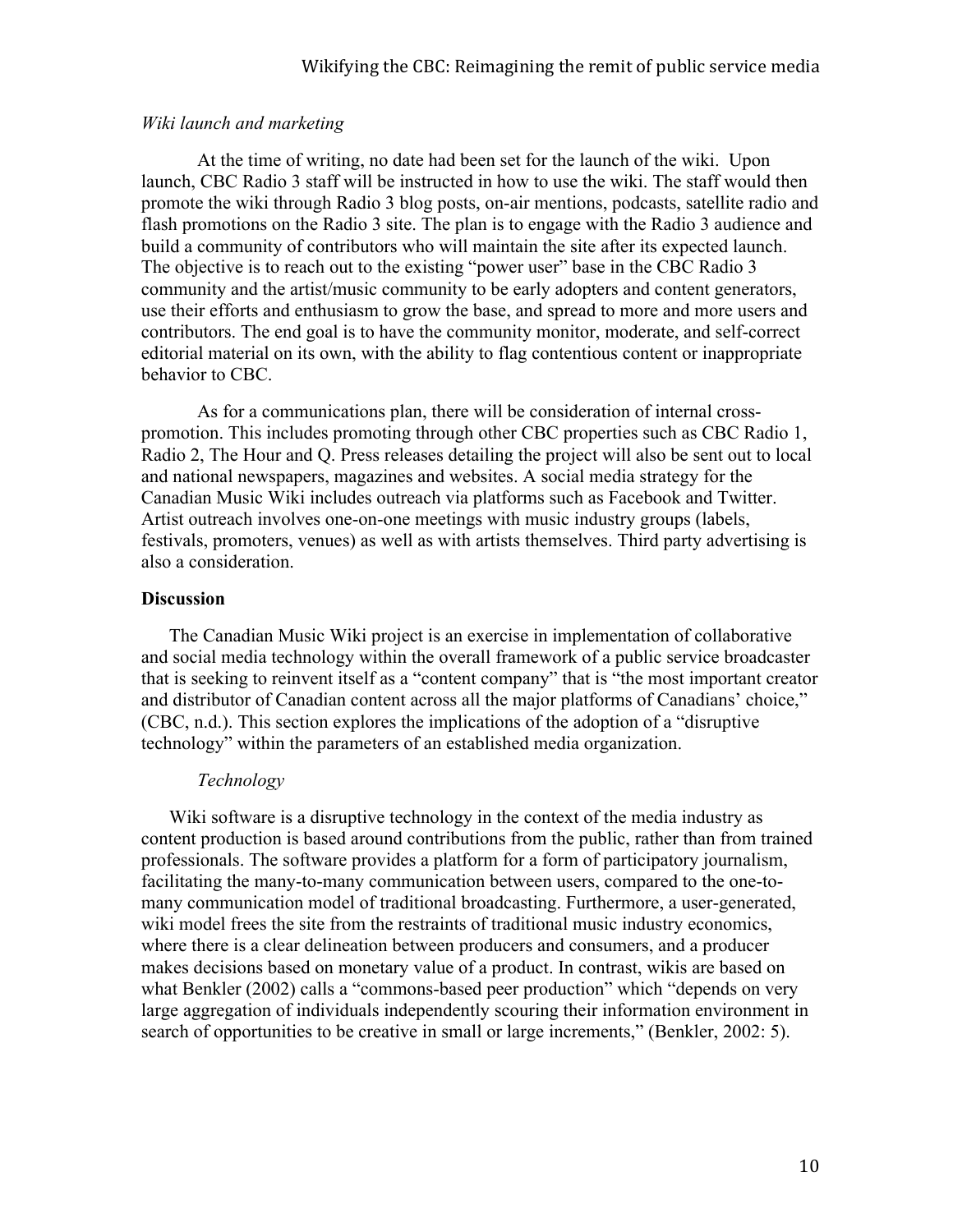*Wiki launch and marketing*

At the time of writing, no date had been set for the launch of the wiki. Upon launch, CBC Radio 3 staff will be instructed in how to use the wiki. The staff would then promote the wiki through Radio 3 blog posts, on-air mentions, podcasts, satellite radio and flash promotions on the Radio 3 site. The plan is to engage with the Radio 3 audience and build a community of contributors who will maintain the site after its expected launch. The objective is to reach out to the existing "power user" base in the CBC Radio 3 community and the artist/music community to be early adopters and content generators, use their efforts and enthusiasm to grow the base, and spread to more and more users and contributors. The end goal is to have the community monitor, moderate, and self-correct editorial material on its own, with the ability to flag contentious content or inappropriate behavior to CBC.

As for a communications plan, there will be consideration of internal cross-promotion. This includes promoting through other CBC properties such as CBC Radio 1, Radio 2, The Hour and Q. Press releases detailing the project will also be sent out to local and national newspapers, magazines and websites. A social media strategy for the Canadian Music Wiki includes outreach via platforms such as Facebook and Twitter. Artist outreach involves one-on-one meetings with music industry groups (labels, festivals, promoters, venues) as well as with artists themselves. Third party advertising is also a consideration.

**Discussion**

The Canadian Music Wiki project is an exercise in implementation of collaborative and social media technology within the overall framework of a public service broadcaster that is seeking to reinvent itself as a "content company" that is "the most important creator and distributor of Canadian content across all the major platforms of Canadians' choice," (CBC, n.d.). This section explores the implications of the adoption of a "disruptive technology" within the parameters of an established media organization.

*Technology*

Wiki software is a disruptive technology in the context of the media industry as content production is based around contributions from the public, rather than from trained professionals. The software provides a platform for a form of participatory journalism, facilitating the many-to-many communication between users, compared to the one-to-many communication model of traditional broadcasting. Furthermore, a user-generated, wiki model frees the site from the restraints of traditional music industry economics, where there is a clear delineation between producers and consumers, and a producer makes decisions based on monetary value of a product. In contrast, wikis are based on what Benkler (2002) calls a "commons-based peer production" which "depends on very large aggregation of individuals independently scouring their information environment in search of opportunities to be creative in small or large increments," (Benkler, 2002: 5).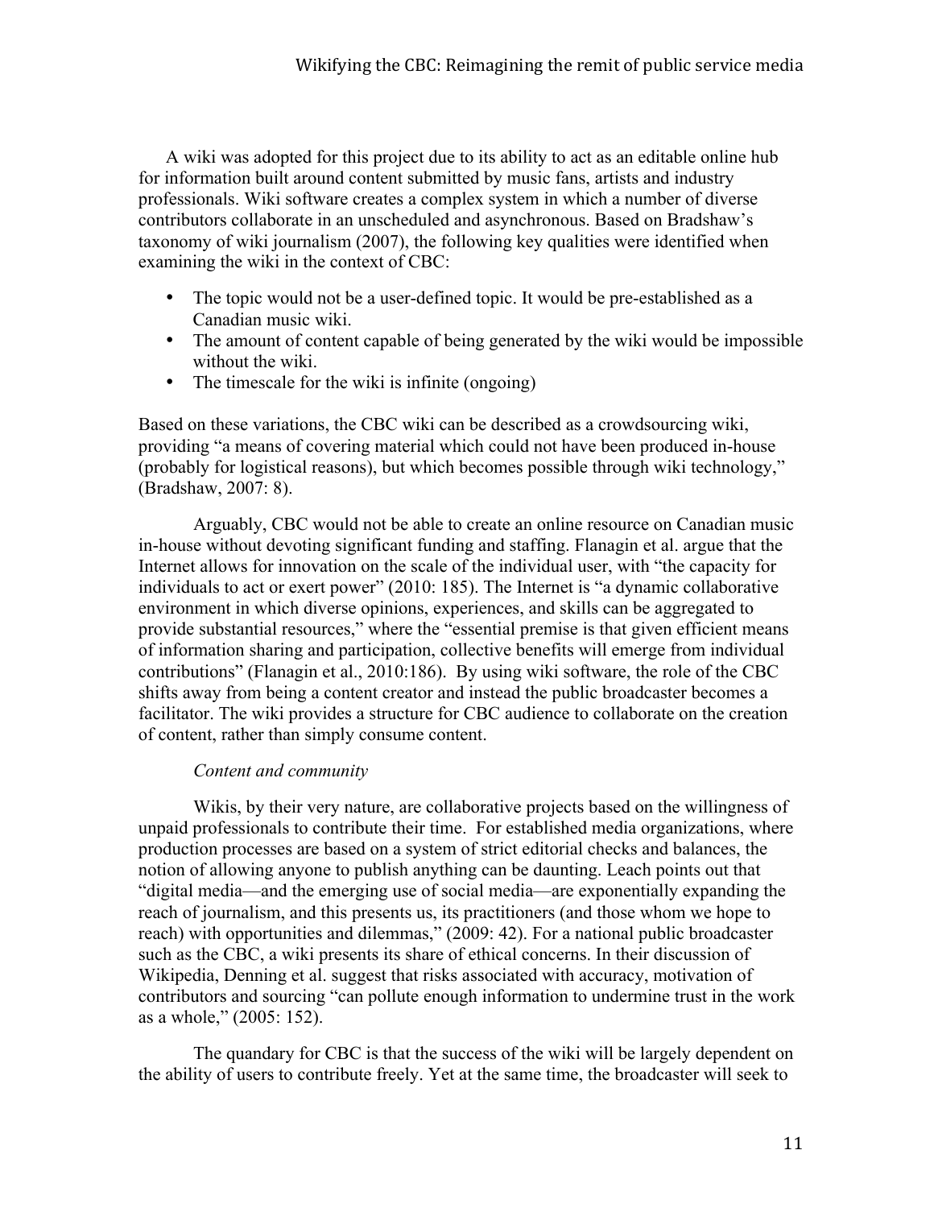A wiki was adopted for this project due to its ability to act as an editable online hub for information built around content submitted by music fans, artists and industry professionals. Wiki software creates a complex system in which a number of diverse contributors collaborate in an unscheduled and asynchronous. Based on Bradshaw's taxonomy of wiki journalism (2007), the following key qualities were identified when examining the wiki in the context of CBC:

- The topic would not be a user-defined topic. It would be pre-established as a Canadian music wiki.
- The amount of content capable of being generated by the wiki would be impossible without the wiki.
- The timescale for the wiki is infinite (ongoing)

Based on these variations, the CBC wiki can be described as a crowdsourcing wiki, providing "a means of covering material which could not have been produced in-house (probably for logistical reasons), but which becomes possible through wiki technology," (Bradshaw, 2007: 8).

Arguably, CBC would not be able to create an online resource on Canadian music in-house without devoting significant funding and staffing. Flanagin et al. argue that the Internet allows for innovation on the scale of the individual user, with "the capacity for individuals to act or exert power" (2010: 185). The Internet is "a dynamic collaborative environment in which diverse opinions, experiences, and skills can be aggregated to provide substantial resources," where the "essential premise is that given efficient means of information sharing and participation, collective benefits will emerge from individual contributions" (Flanagin et al., 2010:186). By using wiki software, the role of the CBC shifts away from being a content creator and instead the public broadcaster becomes a facilitator. The wiki provides a structure for CBC audience to collaborate on the creation of content, rather than simply consume content.

*Content and community*

Wikis, by their very nature, are collaborative projects based on the willingness of unpaid professionals to contribute their time. For established media organizations, where production processes are based on a system of strict editorial checks and balances, the notion of allowing anyone to publish anything can be daunting. Leach points out that "digital media—and the emerging use of social media—are exponentially expanding the reach of journalism, and this presents us, its practitioners (and those whom we hope to reach) with opportunities and dilemmas," (2009: 42). For a national public broadcaster such as the CBC, a wiki presents its share of ethical concerns. In their discussion of Wikipedia, Denning et al. suggest that risks associated with accuracy, motivation of contributors and sourcing "can pollute enough information to undermine trust in the work as a whole," (2005: 152).

The quandary for CBC is that the success of the wiki will be largely dependent on the ability of users to contribute freely. Yet at the same time, the broadcaster will seek to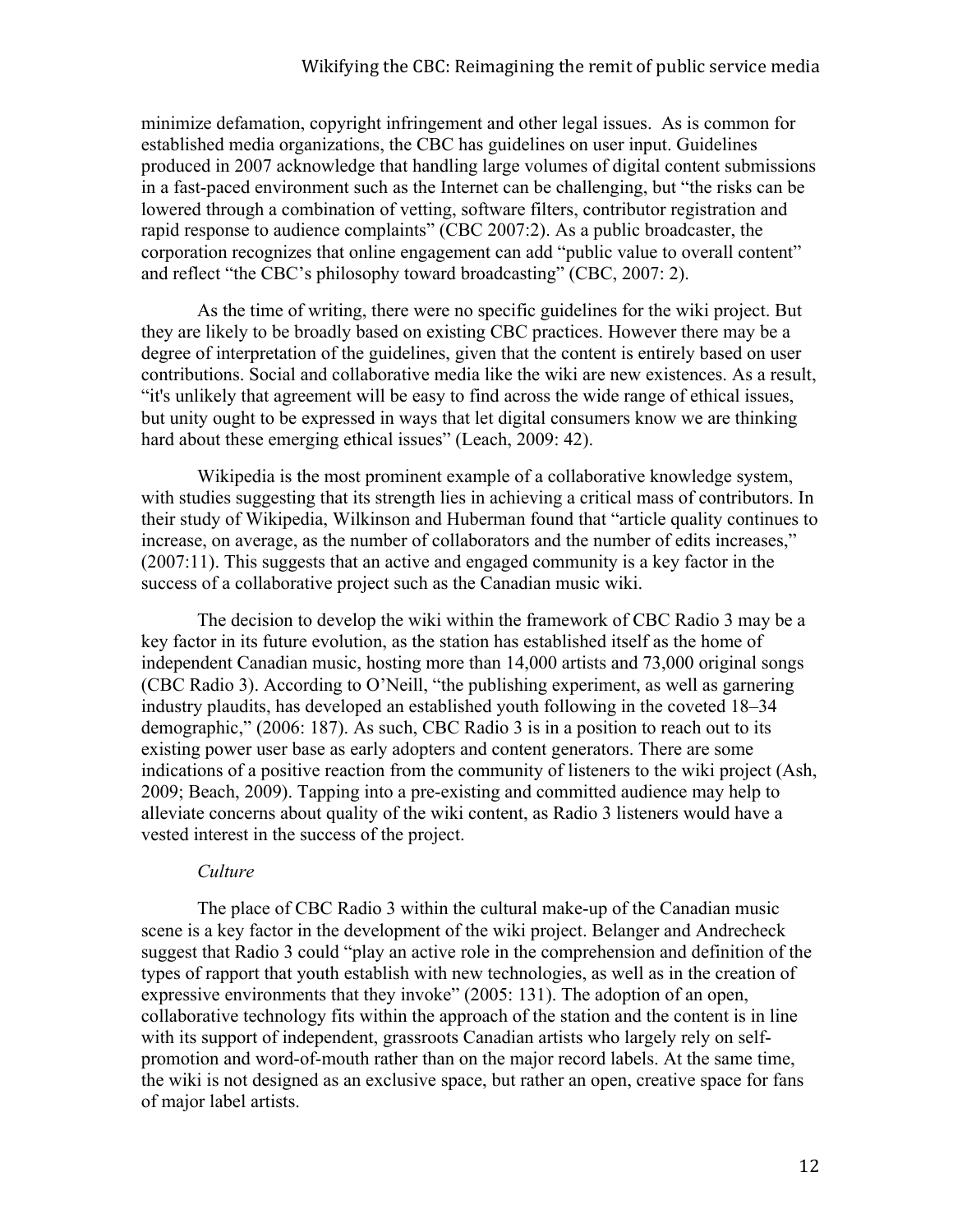minimize defamation, copyright infringement and other legal issues. As is common for established media organizations, the CBC has guidelines on user input. Guidelines produced in 2007 acknowledge that handling large volumes of digital content submissions in a fast-paced environment such as the Internet can be challenging, but "the risks can be lowered through a combination of vetting, software filters, contributor registration and rapid response to audience complaints" (CBC 2007:2). As a public broadcaster, the corporation recognizes that online engagement can add "public value to overall content" and reflect "the CBC's philosophy toward broadcasting" (CBC, 2007: 2).

As the time of writing, there were no specific guidelines for the wiki project. But they are likely to be broadly based on existing CBC practices. However there may be a degree of interpretation of the guidelines, given that the content is entirely based on user contributions. Social and collaborative media like the wiki are new existences. As a result, "it's unlikely that agreement will be easy to find across the wide range of ethical issues, but unity ought to be expressed in ways that let digital consumers know we are thinking hard about these emerging ethical issues" (Leach, 2009: 42).

Wikipedia is the most prominent example of a collaborative knowledge system, with studies suggesting that its strength lies in achieving a critical mass of contributors. In their study of Wikipedia, Wilkinson and Huberman found that "article quality continues to increase, on average, as the number of collaborators and the number of edits increases," (2007:11). This suggests that an active and engaged community is a key factor in the success of a collaborative project such as the Canadian music wiki.

The decision to develop the wiki within the framework of CBC Radio 3 may be a key factor in its future evolution, as the station has established itself as the home of independent Canadian music, hosting more than 14,000 artists and 73,000 original songs (CBC Radio 3). According to O'Neill, "the publishing experiment, as well as garnering industry plaudits, has developed an established youth following in the coveted 18–34 demographic," (2006: 187). As such, CBC Radio 3 is in a position to reach out to its existing power user base as early adopters and content generators. There are some indications of a positive reaction from the community of listeners to the wiki project (Ash, 2009; Beach, 2009). Tapping into a pre-existing and committed audience may help to alleviate concerns about quality of the wiki content, as Radio 3 listeners would have a vested interest in the success of the project.

*Culture*

The place of CBC Radio 3 within the cultural make-up of the Canadian music scene is a key factor in the development of the wiki project. Belanger and Andrecheck suggest that Radio 3 could "play an active role in the comprehension and definition of the types of rapport that youth establish with new technologies, as well as in the creation of expressive environments that they invoke" (2005: 131). The adoption of an open, collaborative technology fits within the approach of the station and the content is in line with its support of independent, grassroots Canadian artists who largely rely on self-promotion and word-of-mouth rather than on the major record labels. At the same time, the wiki is not designed as an exclusive space, but rather an open, creative space for fans of major label artists.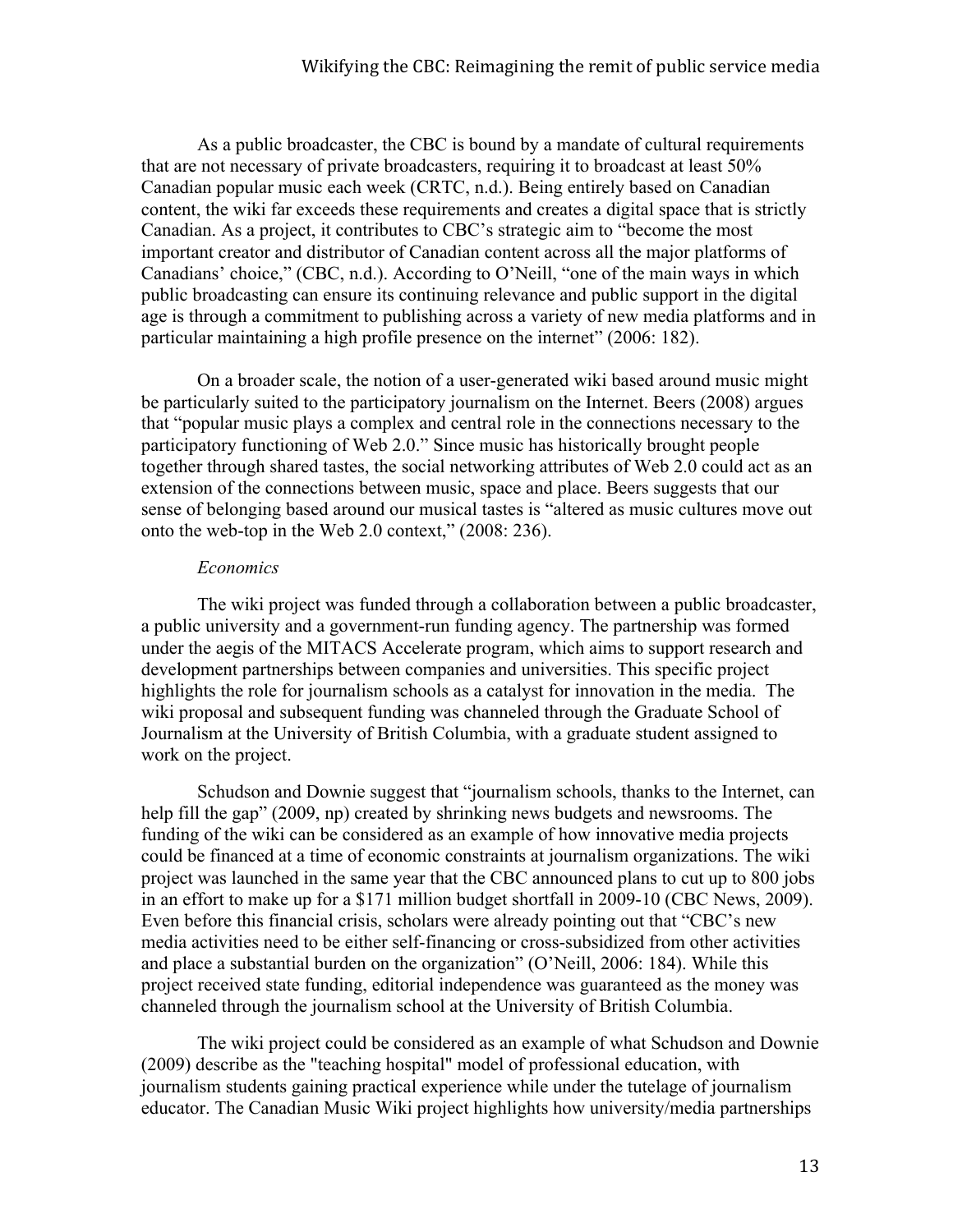As a public broadcaster, the CBC is bound by a mandate of cultural requirements that are not necessary of private broadcasters, requiring it to broadcast at least 50% Canadian popular music each week (CRTC, n.d.). Being entirely based on Canadian content, the wiki far exceeds these requirements and creates a digital space that is strictly Canadian. As a project, it contributes to CBC's strategic aim to "become the most important creator and distributor of Canadian content across all the major platforms of Canadians' choice," (CBC, n.d.). According to O'Neill, "one of the main ways in which public broadcasting can ensure its continuing relevance and public support in the digital age is through a commitment to publishing across a variety of new media platforms and in particular maintaining a high profile presence on the internet" (2006: 182).

On a broader scale, the notion of a user-generated wiki based around music might be particularly suited to the participatory journalism on the Internet. Beers (2008) argues that "popular music plays a complex and central role in the connections necessary to the participatory functioning of Web 2.0." Since music has historically brought people together through shared tastes, the social networking attributes of Web 2.0 could act as an extension of the connections between music, space and place. Beers suggests that our sense of belonging based around our musical tastes is "altered as music cultures move out onto the web-top in the Web 2.0 context," (2008: 236).

*Economics*

The wiki project was funded through a collaboration between a public broadcaster, a public university and a government-run funding agency. The partnership was formed under the aegis of the MITACS Accelerate program, which aims to support research and development partnerships between companies and universities. This specific project highlights the role for journalism schools as a catalyst for innovation in the media. The wiki proposal and subsequent funding was channeled through the Graduate School of Journalism at the University of British Columbia, with a graduate student assigned to work on the project.

Schudson and Downie suggest that "journalism schools, thanks to the Internet, can help fill the gap" (2009, np) created by shrinking news budgets and newsrooms. The funding of the wiki can be considered as an example of how innovative media projects could be financed at a time of economic constraints at journalism organizations. The wiki project was launched in the same year that the CBC announced plans to cut up to 800 jobs in an effort to make up for a $171 million budget shortfall in 2009-10 (CBC News, 2009). Even before this financial crisis, scholars were already pointing out that "CBC's new media activities need to be either self-financing or cross-subsidized from other activities and place a substantial burden on the organization" (O'Neill, 2006: 184). While this project received state funding, editorial independence was guaranteed as the money was channeled through the journalism school at the University of British Columbia.

The wiki project could be considered as an example of what Schudson and Downie (2009) describe as the "teaching hospital" model of professional education, with journalism students gaining practical experience while under the tutelage of journalism educator. The Canadian Music Wiki project highlights how university/media partnerships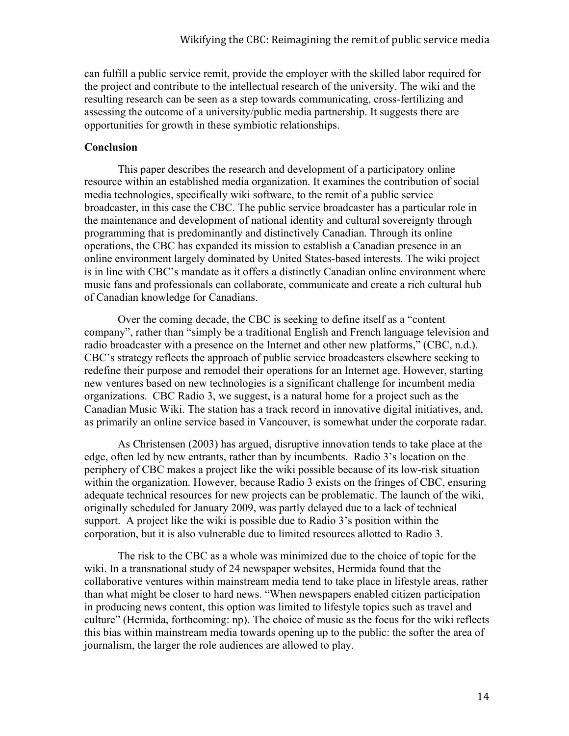can fulfill a public service remit, provide the employer with the skilled labor required for the project and contribute to the intellectual research of the university. The wiki and the resulting research can be seen as a step towards communicating, cross-fertilizing and assessing the outcome of a university/public media partnership. It suggests there are opportunities for growth in these symbiotic relationships.

**Conclusion**

This paper describes the research and development of a participatory online resource within an established media organization. It examines the contribution of social media technologies, specifically wiki software, to the remit of a public service broadcaster, in this case the CBC. The public service broadcaster has a particular role in the maintenance and development of national identity and cultural sovereignty through programming that is predominantly and distinctively Canadian. Through its online operations, the CBC has expanded its mission to establish a Canadian presence in an online environment largely dominated by United States-based interests. The wiki project is in line with CBC's mandate as it offers a distinctly Canadian online environment where music fans and professionals can collaborate, communicate and create a rich cultural hub of Canadian knowledge for Canadians.

Over the coming decade, the CBC is seeking to define itself as a "content company", rather than "simply be a traditional English and French language television and radio broadcaster with a presence on the Internet and other new platforms," (CBC, n.d.). CBC's strategy reflects the approach of public service broadcasters elsewhere seeking to redefine their purpose and remodel their operations for an Internet age. However, starting new ventures based on new technologies is a significant challenge for incumbent media organizations. CBC Radio 3, we suggest, is a natural home for a project such as the Canadian Music Wiki. The station has a track record in innovative digital initiatives, and, as primarily an online service based in Vancouver, is somewhat under the corporate radar.

As Christensen (2003) has argued, disruptive innovation tends to take place at the edge, often led by new entrants, rather than by incumbents. Radio 3's location on the periphery of CBC makes a project like the wiki possible because of its low-risk situation within the organization. However, because Radio 3 exists on the fringes of CBC, ensuring adequate technical resources for new projects can be problematic. The launch of the wiki, originally scheduled for January 2009, was partly delayed due to a lack of technical support. A project like the wiki is possible due to Radio 3's position within the corporation, but it is also vulnerable due to limited resources allotted to Radio 3.

The risk to the CBC as a whole was minimized due to the choice of topic for the wiki. In a transnational study of 24 newspaper websites, Hermida found that the collaborative ventures within mainstream media tend to take place in lifestyle areas, rather than what might be closer to hard news. "When newspapers enabled citizen participation in producing news content, this option was limited to lifestyle topics such as travel and culture" (Hermida, forthcoming: np). The choice of music as the focus for the wiki reflects this bias within mainstream media towards opening up to the public: the softer the area of journalism, the larger the role audiences are allowed to play.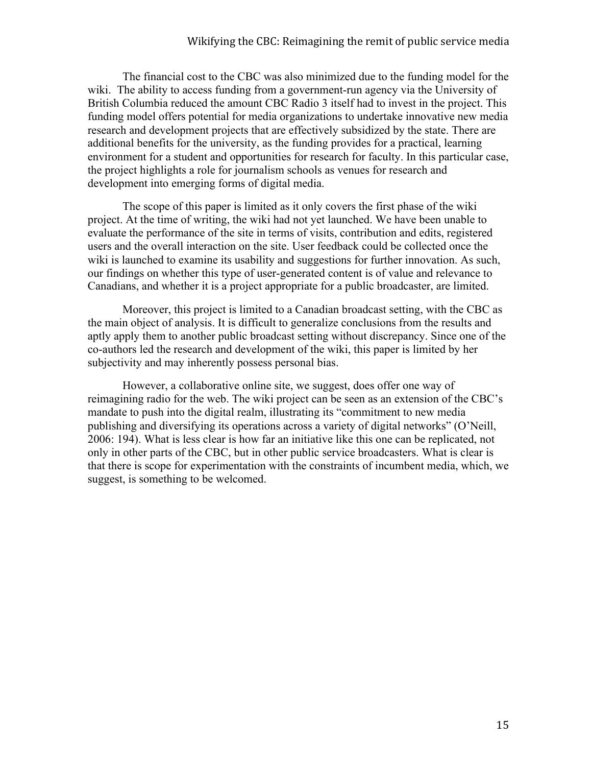The financial cost to the CBC was also minimized due to the funding model for the wiki. The ability to access funding from a government-run agency via the University of British Columbia reduced the amount CBC Radio 3 itself had to invest in the project. This funding model offers potential for media organizations to undertake innovative new media research and development projects that are effectively subsidized by the state. There are additional benefits for the university, as the funding provides for a practical, learning environment for a student and opportunities for research for faculty. In this particular case, the project highlights a role for journalism schools as venues for research and development into emerging forms of digital media.

The scope of this paper is limited as it only covers the first phase of the wiki project. At the time of writing, the wiki had not yet launched. We have been unable to evaluate the performance of the site in terms of visits, contribution and edits, registered users and the overall interaction on the site. User feedback could be collected once the wiki is launched to examine its usability and suggestions for further innovation. As such, our findings on whether this type of user-generated content is of value and relevance to Canadians, and whether it is a project appropriate for a public broadcaster, are limited.

Moreover, this project is limited to a Canadian broadcast setting, with the CBC as the main object of analysis. It is difficult to generalize conclusions from the results and aptly apply them to another public broadcast setting without discrepancy. Since one of the co-authors led the research and development of the wiki, this paper is limited by her subjectivity and may inherently possess personal bias.

However, a collaborative online site, we suggest, does offer one way of reimagining radio for the web. The wiki project can be seen as an extension of the CBC's mandate to push into the digital realm, illustrating its "commitment to new media publishing and diversifying its operations across a variety of digital networks" (O'Neill, 2006: 194). What is less clear is how far an initiative like this one can be replicated, not only in other parts of the CBC, but in other public service broadcasters. What is clear is that there is scope for experimentation with the constraints of incumbent media, which, we suggest, is something to be welcomed.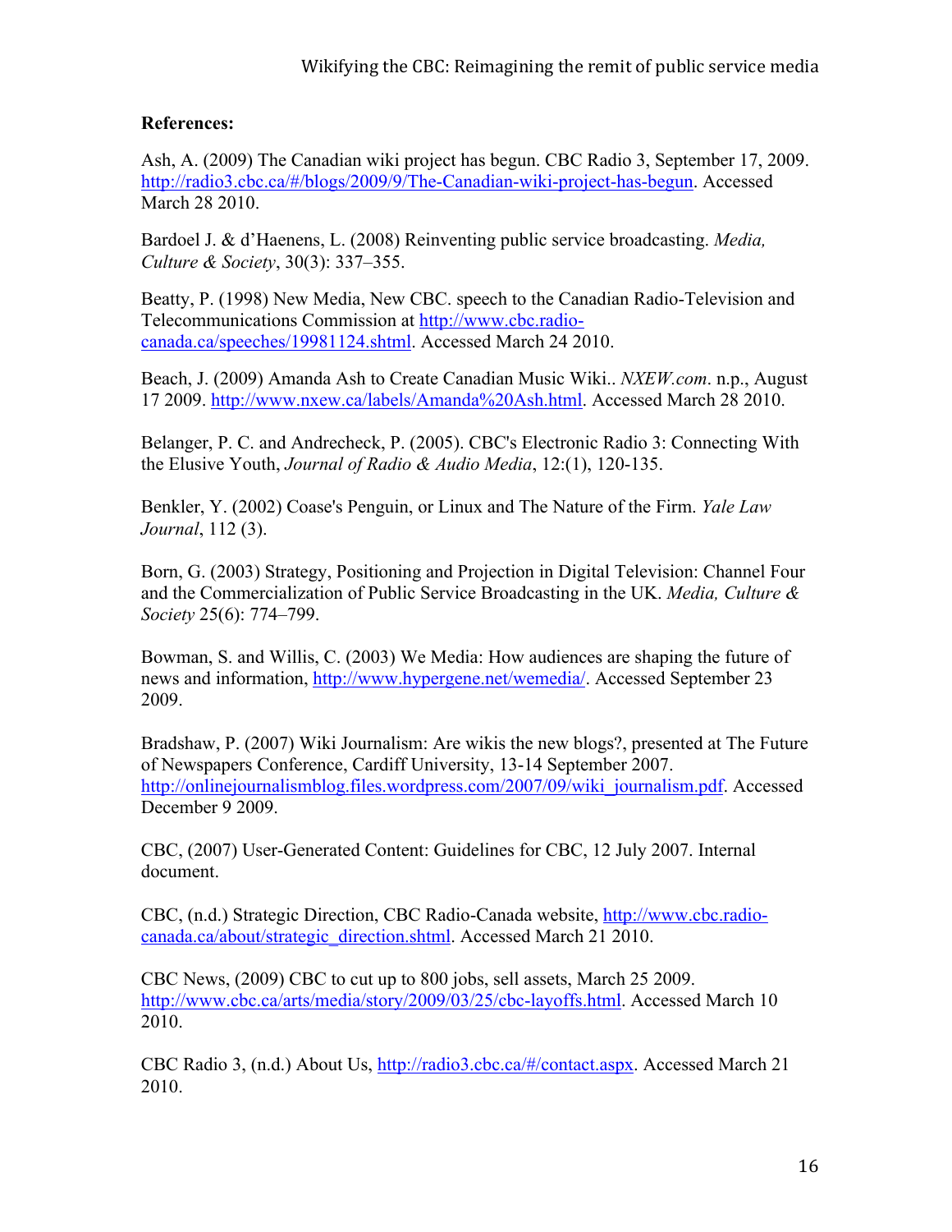**References:**

Ash, A. (2009) The Canadian wiki project has begun. CBC Radio 3, September 17, 2009. http://radio3.cbc.ca/#/blogs/2009/9/The-Canadian-wiki-project-has-begun. Accessed March 28 2010.

Bardoel J. & d'Haenens, L. (2008) Reinventing public service broadcasting. *Media, Culture & Society*, 30(3): 337–355.

Beatty, P. (1998) New Media, New CBC. speech to the Canadian Radio-Television and Telecommunications Commission at http://www.cbc.radio-canada.ca/speeches/19981124.shtml. Accessed March 24 2010.

Beach, J. (2009) Amanda Ash to Create Canadian Music Wiki.. *NXEW.com*. n.p., August 17 2009. http://www.nxew.ca/labels/Amanda%20Ash.html. Accessed March 28 2010.

Belanger, P. C. and Andrecheck, P. (2005). CBC's Electronic Radio 3: Connecting With the Elusive Youth, *Journal of Radio & Audio Media*, 12:(1), 120-135.

Benkler, Y. (2002) Coase's Penguin, or Linux and The Nature of the Firm. *Yale Law Journal*, 112 (3).

Born, G. (2003) Strategy, Positioning and Projection in Digital Television: Channel Four and the Commercialization of Public Service Broadcasting in the UK. *Media, Culture & Society* 25(6): 774–799.

Bowman, S. and Willis, C. (2003) We Media: How audiences are shaping the future of news and information, http://www.hypergene.net/wemedia/. Accessed September 23 2009.

Bradshaw, P. (2007) Wiki Journalism: Are wikis the new blogs?, presented at The Future of Newspapers Conference, Cardiff University, 13-14 September 2007. http://onlinejournalismblog.files.wordpress.com/2007/09/wiki_journalism.pdf. Accessed December 9 2009.

CBC, (2007) User-Generated Content: Guidelines for CBC, 12 July 2007. Internal document.

CBC, (n.d.) Strategic Direction, CBC Radio-Canada website, http://www.cbc.radio-canada.ca/about/strategic_direction.shtml. Accessed March 21 2010.

CBC News, (2009) CBC to cut up to 800 jobs, sell assets, March 25 2009. http://www.cbc.ca/arts/media/story/2009/03/25/cbc-layoffs.html. Accessed March 10 2010.

CBC Radio 3, (n.d.) About Us, http://radio3.cbc.ca/#/contact.aspx. Accessed March 21 2010.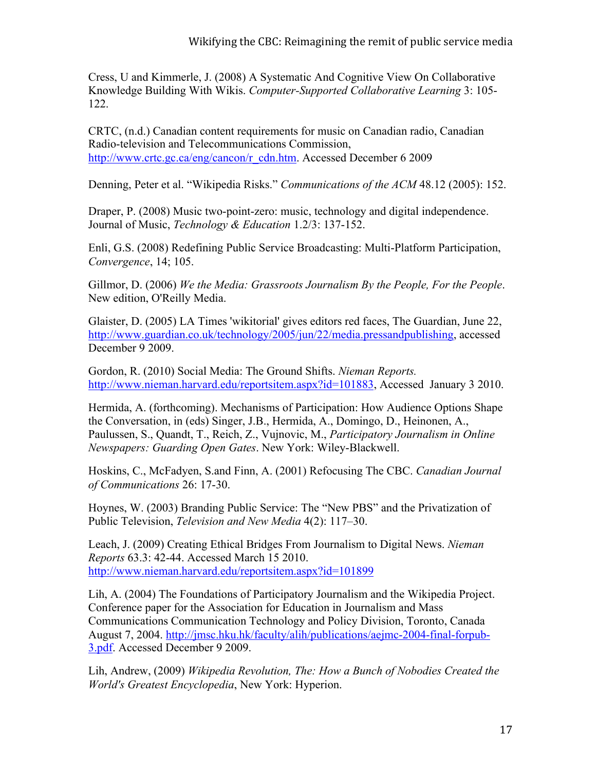Cress, U and Kimmerle, J. (2008) A Systematic And Cognitive View On Collaborative Knowledge Building With Wikis. *Computer-Supported Collaborative Learning* 3: 105-122.

CRTC, (n.d.) Canadian content requirements for music on Canadian radio, Canadian Radio-television and Telecommunications Commission, http://www.crtc.gc.ca/eng/cancon/r_cdn.htm. Accessed December 6 2009

Denning, Peter et al. "Wikipedia Risks." *Communications of the ACM* 48.12 (2005): 152.

Draper, P. (2008) Music two-point-zero: music, technology and digital independence. Journal of Music, *Technology & Education* 1.2/3: 137-152.

Enli, G.S. (2008) Redefining Public Service Broadcasting: Multi-Platform Participation, *Convergence*, 14; 105.

Gillmor, D. (2006) *We the Media: Grassroots Journalism By the People, For the People*. New edition, O'Reilly Media.

Glaister, D. (2005) LA Times 'wikitorial' gives editors red faces, The Guardian, June 22, http://www.guardian.co.uk/technology/2005/jun/22/media.pressandpublishing, accessed December 9 2009.

Gordon, R. (2010) Social Media: The Ground Shifts. *Nieman Reports.* http://www.nieman.harvard.edu/reportsitem.aspx?id=101883, Accessed January 3 2010.

Hermida, A. (forthcoming). Mechanisms of Participation: How Audience Options Shape the Conversation, in (eds) Singer, J.B., Hermida, A., Domingo, D., Heinonen, A., Paulussen, S., Quandt, T., Reich, Z., Vujnovic, M., *Participatory Journalism in Online Newspapers: Guarding Open Gates*. New York: Wiley-Blackwell.

Hoskins, C., McFadyen, S.and Finn, A. (2001) Refocusing The CBC. *Canadian Journal of Communications* 26: 17-30.

Hoynes, W. (2003) Branding Public Service: The "New PBS" and the Privatization of Public Television, *Television and New Media* 4(2): 117–30.

Leach, J. (2009) Creating Ethical Bridges From Journalism to Digital News. *Nieman Reports* 63.3: 42-44. Accessed March 15 2010. http://www.nieman.harvard.edu/reportsitem.aspx?id=101899

Lih, A. (2004) The Foundations of Participatory Journalism and the Wikipedia Project. Conference paper for the Association for Education in Journalism and Mass Communications Communication Technology and Policy Division, Toronto, Canada August 7, 2004. http://jmsc.hku.hk/faculty/alih/publications/aejmc-2004-final-forpub-3.pdf. Accessed December 9 2009.

Lih, Andrew, (2009) *Wikipedia Revolution, The: How a Bunch of Nobodies Created the World's Greatest Encyclopedia*, New York: Hyperion.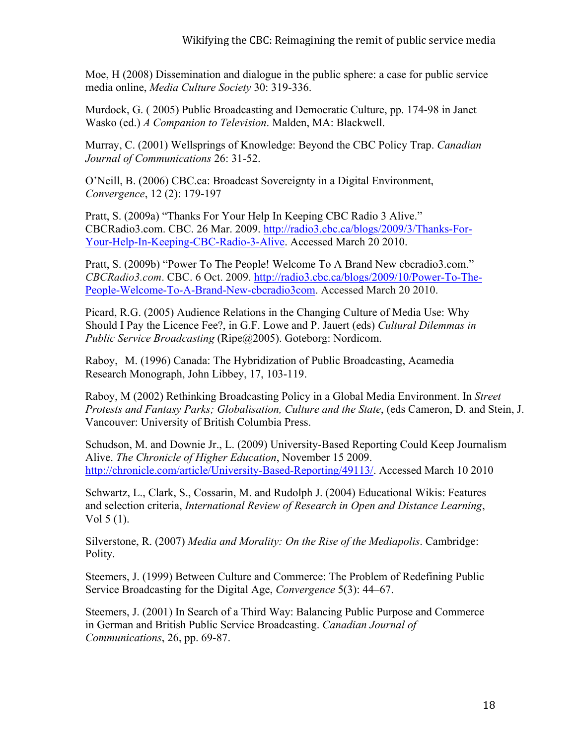Moe, H (2008) Dissemination and dialogue in the public sphere: a case for public service media online, *Media Culture Society* 30: 319-336.

Murdock, G. ( 2005) Public Broadcasting and Democratic Culture, pp. 174-98 in Janet Wasko (ed.) *A Companion to Television*. Malden, MA: Blackwell.

Murray, C. (2001) Wellsprings of Knowledge: Beyond the CBC Policy Trap. *Canadian Journal of Communications* 26: 31-52.

O'Neill, B. (2006) CBC.ca: Broadcast Sovereignty in a Digital Environment, *Convergence*, 12 (2): 179-197

Pratt, S. (2009a) "Thanks For Your Help In Keeping CBC Radio 3 Alive." CBCRadio3.com. CBC. 26 Mar. 2009. http://radio3.cbc.ca/blogs/2009/3/Thanks-For-Your-Help-In-Keeping-CBC-Radio-3-Alive. Accessed March 20 2010.

Pratt, S. (2009b) "Power To The People! Welcome To A Brand New cbcradio3.com." *CBCRadio3.com*. CBC. 6 Oct. 2009. http://radio3.cbc.ca/blogs/2009/10/Power-To-The-People-Welcome-To-A-Brand-New-cbcradio3com. Accessed March 20 2010.

Picard, R.G. (2005) Audience Relations in the Changing Culture of Media Use: Why Should I Pay the Licence Fee?, in G.F. Lowe and P. Jauert (eds) *Cultural Dilemmas in Public Service Broadcasting* (Ripe@2005). Goteborg: Nordicom.

Raboy, M. (1996) Canada: The Hybridization of Public Broadcasting, Acamedia Research Monograph, John Libbey, 17, 103-119.

Raboy, M (2002) Rethinking Broadcasting Policy in a Global Media Environment. In *Street Protests and Fantasy Parks; Globalisation, Culture and the State*, (eds Cameron, D. and Stein, J. Vancouver: University of British Columbia Press.

Schudson, M. and Downie Jr., L. (2009) University-Based Reporting Could Keep Journalism Alive. *The Chronicle of Higher Education*, November 15 2009. http://chronicle.com/article/University-Based-Reporting/49113/. Accessed March 10 2010

Schwartz, L., Clark, S., Cossarin, M. and Rudolph J. (2004) Educational Wikis: Features and selection criteria, *International Review of Research in Open and Distance Learning*, Vol 5 (1).

Silverstone, R. (2007) *Media and Morality: On the Rise of the Mediapolis*. Cambridge: Polity.

Steemers, J. (1999) Between Culture and Commerce: The Problem of Redefining Public Service Broadcasting for the Digital Age, *Convergence* 5(3): 44–67.

Steemers, J. (2001) In Search of a Third Way: Balancing Public Purpose and Commerce in German and British Public Service Broadcasting. *Canadian Journal of Communications*, 26, pp. 69-87.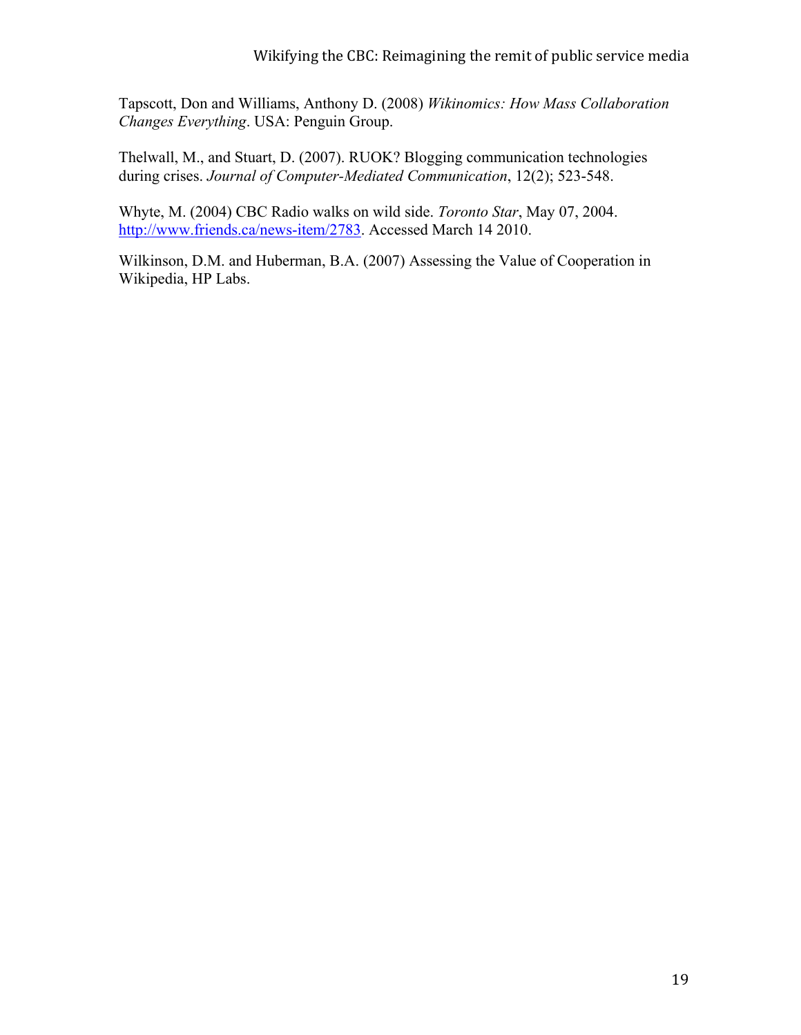Tapscott, Don and Williams, Anthony D. (2008) *Wikinomics: How Mass Collaboration Changes Everything*. USA: Penguin Group.

Thelwall, M., and Stuart, D. (2007). RUOK? Blogging communication technologies during crises. *Journal of Computer-Mediated Communication*, 12(2); 523-548.

Whyte, M. (2004) CBC Radio walks on wild side. *Toronto Star*, May 07, 2004. http://www.friends.ca/news-item/2783. Accessed March 14 2010.

Wilkinson, D.M. and Huberman, B.A. (2007) Assessing the Value of Cooperation in Wikipedia, HP Labs.